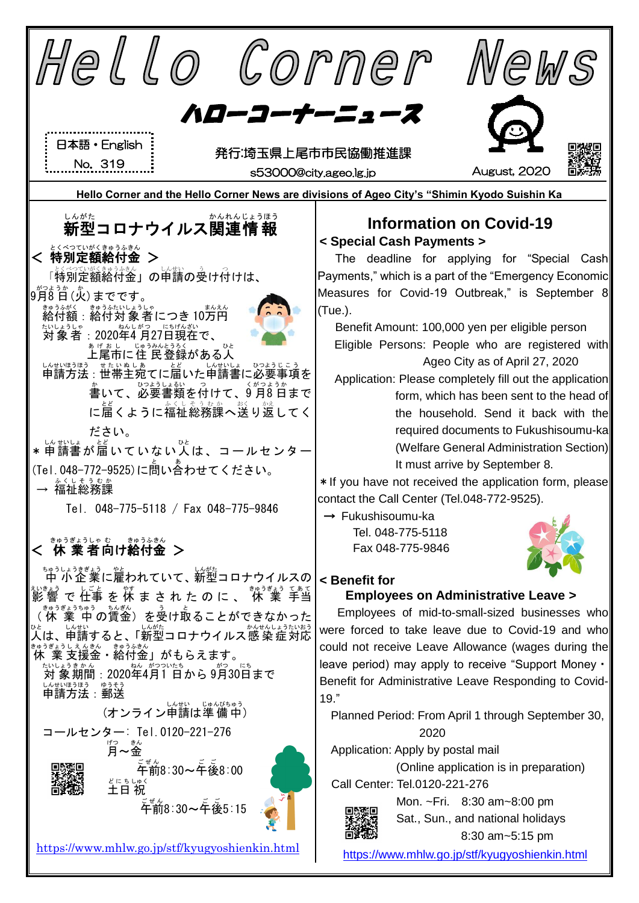# Hello Corner News

## ハローコーナーニュース

日本語・English
No. 319

発行:埼玉県上尾市市民協働推進課
s53000@city.ageo.lg.jp

August, 2020

**Hello Corner and the Hello Corner News are divisions of Ageo City's "Shimin Kyodo Suishin Ka**

## 新型コロナウイルス関連情報

### < 特別定額給付金 >

「特別定額給付金」の申請の受け付けは、9月8日(火)までです。

給付額：給付対象者につき10万円

対象者：2020年4月27日現在で、上尾市に住民登録がある人

申請方法：世帯主宛てに届いた申請書に必要事項を書いて、必要書類を付けて、9月8日までに届くように福祉総務課へ送り返してください。

＊申請書が届いていない人は、コールセンター(Tel.048-772-9525)に問い合わせてください。

→ 福祉総務課

Tel. 048-775-5118 / Fax 048-775-9846

### < 休業者向け給付金 >

中小企業に雇われていて、新型コロナウイルスの影響で仕事を休まされたのに、休業手当(休業中の賃金)を受け取ることができなかった人は、申請すると、「新型コロナウイルス感染症対応休業支援金・給付金」がもらえます。

対象期間：2020年4月1日から9月30日まで

申請方法：郵送

(オンライン申請は準備中)

コールセンター：Tel.0120-221-276

月～金
午前8:30～午後8:00

土日祝
午前8:30～午後5:15

https://www.mhlw.go.jp/stf/kyugyoshienkin.html

## Information on Covid-19

### < Special Cash Payments >

The deadline for applying for "Special Cash Payments," which is a part of the "Emergency Economic Measures for Covid-19 Outbreak," is September 8 (Tue.).

Benefit Amount: 100,000 yen per eligible person

Eligible Persons: People who are registered with Ageo City as of April 27, 2020

Application: Please completely fill out the application form, which has been sent to the head of the household. Send it back with the required documents to Fukushisoumu-ka (Welfare General Administration Section) It must arrive by September 8.

＊If you have not received the application form, please contact the Call Center (Tel.048-772-9525).

→ Fukushisoumu-ka
Tel. 048-775-5118
Fax 048-775-9846

### < Benefit for Employees on Administrative Leave >

Employees of mid-to-small-sized businesses who were forced to take leave due to Covid-19 and who could not receive Leave Allowance (wages during the leave period) may apply to receive "Support Money・Benefit for Administrative Leave Responding to Covid-19."

Planned Period: From April 1 through September 30, 2020

Application: Apply by postal mail
(Online application is in preparation)

Call Center: Tel.0120-221-276

Mon. ~Fri. 8:30 am~8:00 pm
Sat., Sun., and national holidays
8:30 am~5:15 pm

https://www.mhlw.go.jp/stf/kyugyoshienkin.html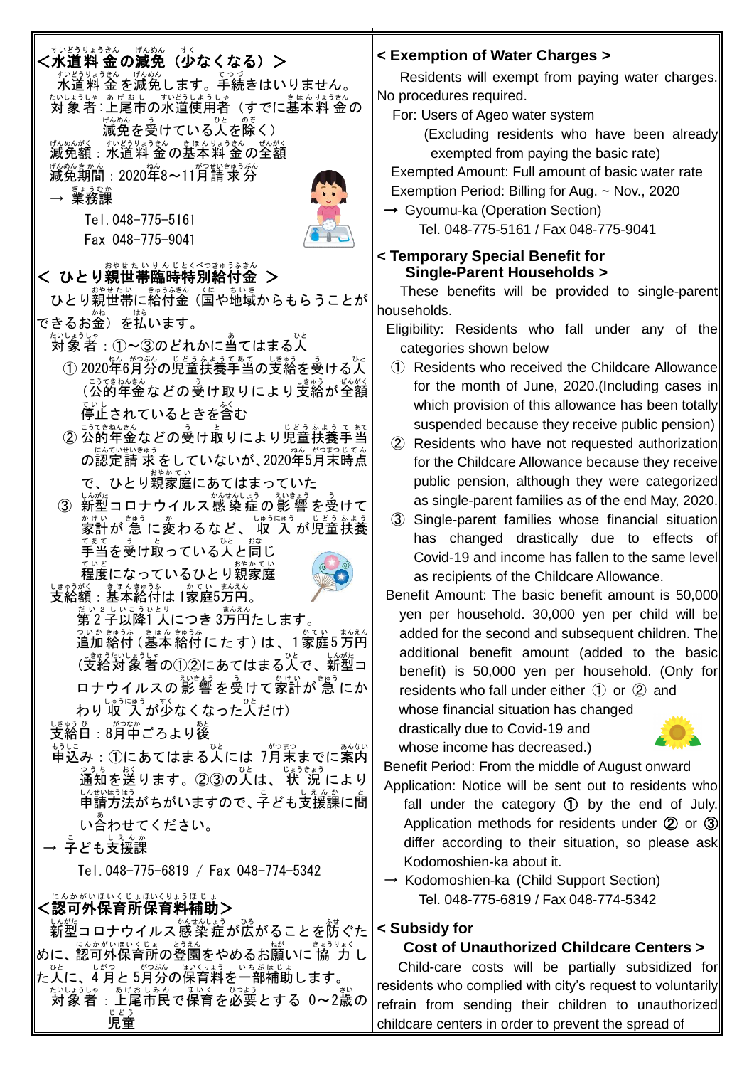## <水道料金の減免（少なくなる）>

水道料金を減免します。手続きはいりません。

対象者：上尾市の水道使用者（すでに基本料金の減免を受けている人を除く）

減免額：水道料金の基本料金の全額

減免期間：2020年8～11月請求分

→ 業務課

Tel.048-775-5161

Fax 048-775-9041

## < ひとり親世帯臨時特別給付金 >

ひとり親世帯に給付金（国や地域からもらうことができるお金）を払います。

対象者：①～③のどれかに当てはまる人

① 2020年6月分の児童扶養手当の支給を受ける人（公的年金などの受け取りにより支給が全額停止されているときを含む

② 公的年金などの受け取りにより児童扶養手当の認定請求をしていないが、2020年5月末時点で、ひとり親家庭にあてはまっていた

③ 新型コロナウイルス感染症の影響を受けて家計が急に変わるなど、収入が児童扶養手当を受け取っている人と同じ程度になっているひとり親家庭

支給額：基本給付は1家庭5万円。

第2子以降1人につき3万円たします。

追加給付（基本給付にたす）は、1家庭5万円（支給対象者の①②にあてはまる人で、新型コロナウイルスの影響を受けて家計が急にかわり収入が少なくなった人だけ）

支給日：8月中ごろより後

申込み：①にあてはまる人には7月末までに案内通知を送ります。②③の人は、状況により申請方法がちがいますので、子ども支援課に問い合わせてください。

→ 子ども支援課

Tel.048-775-6819 / Fax 048-774-5342

## <認可外保育所保育料補助>

新型コロナウイルス感染症が広がることを防ぐために、認可外保育所の登園をやめるお願いに協力した人に、4月と5月分の保育料を一部補助します。

対象者：上尾市民で保育を必要とする0～2歳の児童

## < Exemption of Water Charges >

Residents will exempt from paying water charges. No procedures required.

For: Users of Ageo water system

(Excluding residents who have been already exempted from paying the basic rate)

Exempted Amount: Full amount of basic water rate

Exemption Period: Billing for Aug. ~ Nov., 2020

→ Gyoumu-ka (Operation Section)

Tel. 048-775-5161 / Fax 048-775-9041

## < Temporary Special Benefit for Single-Parent Households >

These benefits will be provided to single-parent households.

Eligibility: Residents who fall under any of the categories shown below

① Residents who received the Childcare Allowance for the month of June, 2020.(Including cases in which provision of this allowance has been totally suspended because they receive public pension)

② Residents who have not requested authorization for the Childcare Allowance because they receive public pension, although they were categorized as single-parent families as of the end May, 2020.

③ Single-parent families whose financial situation has changed drastically due to effects of Covid-19 and income has fallen to the same level as recipients of the Childcare Allowance.

Benefit Amount: The basic benefit amount is 50,000 yen per household. 30,000 yen per child will be added for the second and subsequent children. The additional benefit amount (added to the basic benefit) is 50,000 yen per household. (Only for residents who fall under either ① or ② and whose financial situation has changed drastically due to Covid-19 and whose income has decreased.)

Benefit Period: From the middle of August onward

Application: Notice will be sent out to residents who fall under the category ① by the end of July. Application methods for residents under ② or ③ differ according to their situation, so please ask Kodomoshien-ka about it.

→ Kodomoshien-ka (Child Support Section)

Tel. 048-775-6819 / Fax 048-775-5342

## < Subsidy for Cost of Unauthorized Childcare Centers >

Child-care costs will be partially subsidized for residents who complied with city's request to voluntarily refrain from sending their children to unauthorized childcare centers in order to prevent the spread of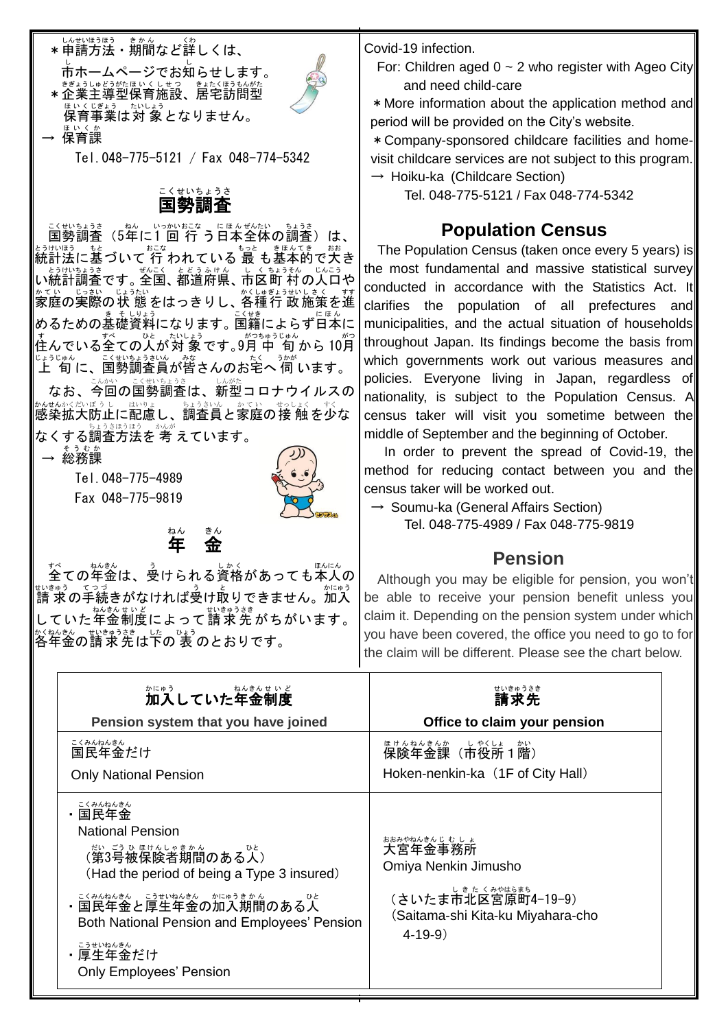＊申請方法・期間など詳しくは、市ホームページでお知らせします。

＊企業主導型保育施設、居宅訪問型保育事業は対象となりません。

→ 保育課

Tel.048-775-5121 / Fax 048-774-5342

## 国勢調査

国勢調査（5年に1回行う日本全体の調査）は、統計法に基づいて行われている最も基本的で大きい統計調査です。全国、都道府県、市区町村の人口や家庭の実際の状態をはっきりし、各種行政施策を進めるための基礎資料になります。国籍によらず日本に住んでいる全ての人が対象です。9月中旬から10月上旬に、国勢調査員が皆さんのお宅へ伺います。

なお、今回の国勢調査は、新型コロナウイルスの感染拡大防止に配慮し、調査員と家庭の接触を少なくする調査方法を考えています。

→ 総務課

Tel.048-775-4989

Fax 048-775-9819

## 年　金

全ての年金は、受けられる資格があっても本人の請求の手続きがなければ受け取りできません。加入していた年金制度によって請求先がちがいます。各年金の請求先は下の表のとおりです。

Covid-19 infection.

For: Children aged 0 ~ 2 who register with Ageo City and need child-care

＊More information about the application method and period will be provided on the City's website.

＊Company-sponsored childcare facilities and home-visit childcare services are not subject to this program.

→ Hoiku-ka (Childcare Section)

Tel. 048-775-5121 / Fax 048-774-5342

## Population Census

The Population Census (taken once every 5 years) is the most fundamental and massive statistical survey conducted in accordance with the Statistics Act. It clarifies the population of all prefectures and municipalities, and the actual situation of households throughout Japan. Its findings become the basis from which governments work out various measures and policies. Everyone living in Japan, regardless of nationality, is subject to the Population Census. A census taker will visit you sometime between the middle of September and the beginning of October.

In order to prevent the spread of Covid-19, the method for reducing contact between you and the census taker will be worked out.

→ Soumu-ka (General Affairs Section)

Tel. 048-775-4989 / Fax 048-775-9819

## Pension

Although you may be eligible for pension, you won't be able to receive your pension benefit unless you claim it. Depending on the pension system under which you have been covered, the office you need to go to for the claim will be different. Please see the chart below.

| 加入していた年金制度<br>Pension system that you have joined | 請求先<br>Office to claim your pension |
|---|---|
| 国民年金だけ<br>Only National Pension | 保険年金課（市役所１階）<br>Hoken-nenkin-ka（1F of City Hall） |
| ・国民年金<br>National Pension<br>（第3号被保険者期間のある人）<br>（Had the period of being a Type 3 insured）<br>・国民年金と厚生年金の加入期間のある人<br>Both National Pension and Employees' Pension<br>・厚生年金だけ<br>Only Employees' Pension | 大宮年金事務所<br>Omiya Nenkin Jimusho<br>（さいたま市北区宮原町4-19-9）<br>（Saitama-shi Kita-ku Miyahara-cho 4-19-9） |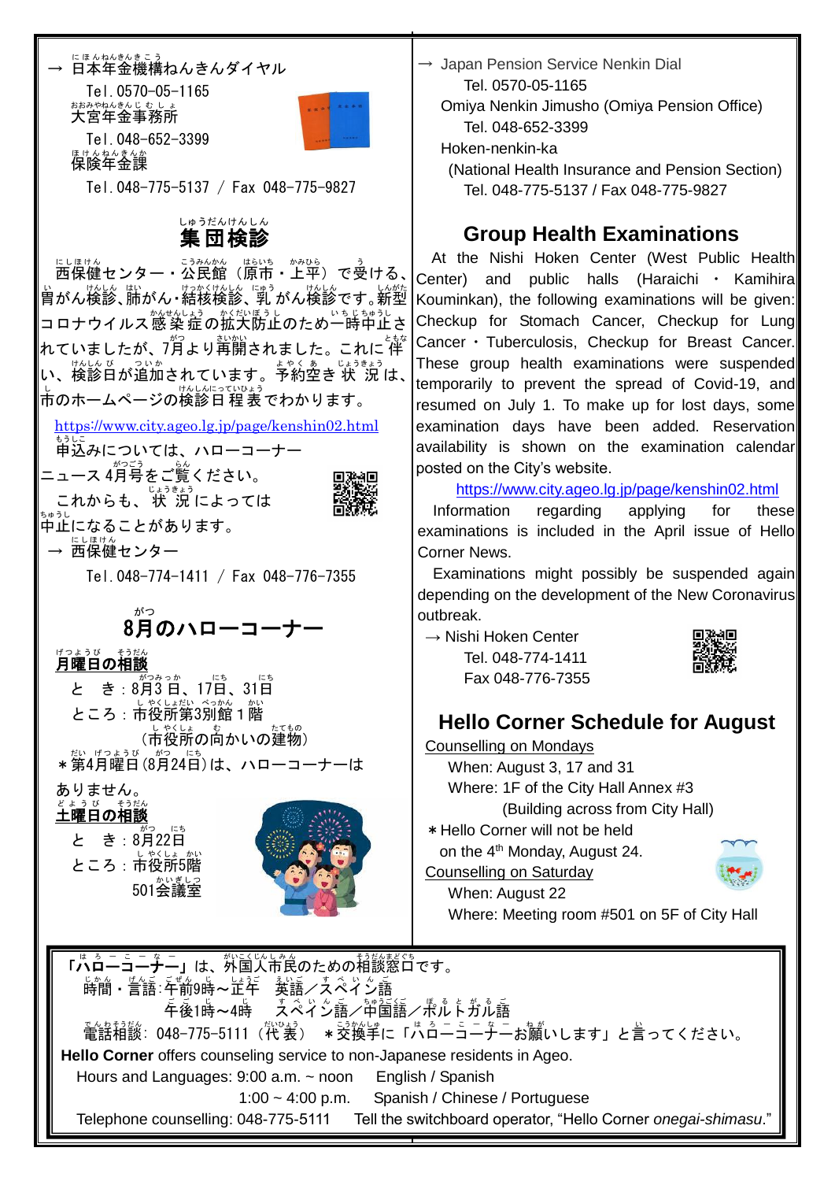→ 日本年金機構ねんきんダイヤル
Tel. 0570-05-1165
大宮年金事務所
Tel. 048-652-3399
保険年金課
Tel. 048-775-5137 / Fax 048-775-9827

## 集団検診

西保健センター・公民館（原市・上平）で受ける、胃がん検診、肺がん・結核検診、乳がん検診です。新型コロナウイルス感染症の拡大防止のため一時中止されていましたが、7月より再開されました。これに伴い、検診日が追加されています。予約空き状況は、市のホームページの検診日程表でわかります。

https://www.city.ageo.lg.jp/page/kenshin02.html

申込みについては、ハローコーナーニュース4月号をご覧ください。

これからも、状況によっては中止になることがあります。

→ 西保健センター
Tel. 048-774-1411 / Fax 048-776-7355

## 8月のハローコーナー

**月曜日の相談**

とき：8月3日、17日、31日
ところ：市役所第3別館１階
（市役所の向かいの建物）

＊第4月曜日（8月24日）は、ハローコーナーはありません。

**土曜日の相談**

とき：8月22日
ところ：市役所5階
501会議室

→ Japan Pension Service Nenkin Dial
Tel. 0570-05-1165
Omiya Nenkin Jimusho (Omiya Pension Office)
Tel. 048-652-3399
Hoken-nenkin-ka
(National Health Insurance and Pension Section)
Tel. 048-775-5137 / Fax 048-775-9827

## Group Health Examinations

At the Nishi Hoken Center (West Public Health Center) and public halls (Haraichi ・ Kamihira Kouminkan), the following examinations will be given: Checkup for Stomach Cancer, Checkup for Lung Cancer・Tuberculosis, Checkup for Breast Cancer. These group health examinations were suspended temporarily to prevent the spread of Covid-19, and resumed on July 1. To make up for lost days, some examination days have been added. Reservation availability is shown on the examination calendar posted on the City's website.

https://www.city.ageo.lg.jp/page/kenshin02.html

Information regarding applying for these examinations is included in the April issue of Hello Corner News.

Examinations might possibly be suspended again depending on the development of the New Coronavirus outbreak.

→ Nishi Hoken Center
Tel. 048-774-1411
Fax 048-776-7355

## Hello Corner Schedule for August

Counselling on Mondays

When: August 3, 17 and 31
Where: 1F of the City Hall Annex #3
(Building across from City Hall)

＊Hello Corner will not be held on the 4th Monday, August 24.

Counselling on Saturday

When: August 22
Where: Meeting room #501 on 5F of City Hall

---

「ハローコーナー」は、外国人市民のための相談窓口です。
時間・言語：午前9時～正午　英語／スペイン語
午後1時～4時　スペイン語／中国語／ポルトガル語
電話相談：048-775-5111（代表）　＊交換手に「ハローコーナーお願いします」と言ってください。

**Hello Corner** offers counseling service to non-Japanese residents in Ageo.
Hours and Languages: 9:00 a.m. ~ noon　English / Spanish
1:00 ~ 4:00 p.m.　Spanish / Chinese / Portuguese
Telephone counselling: 048-775-5111　Tell the switchboard operator, "Hello Corner *onegai-shimasu*."